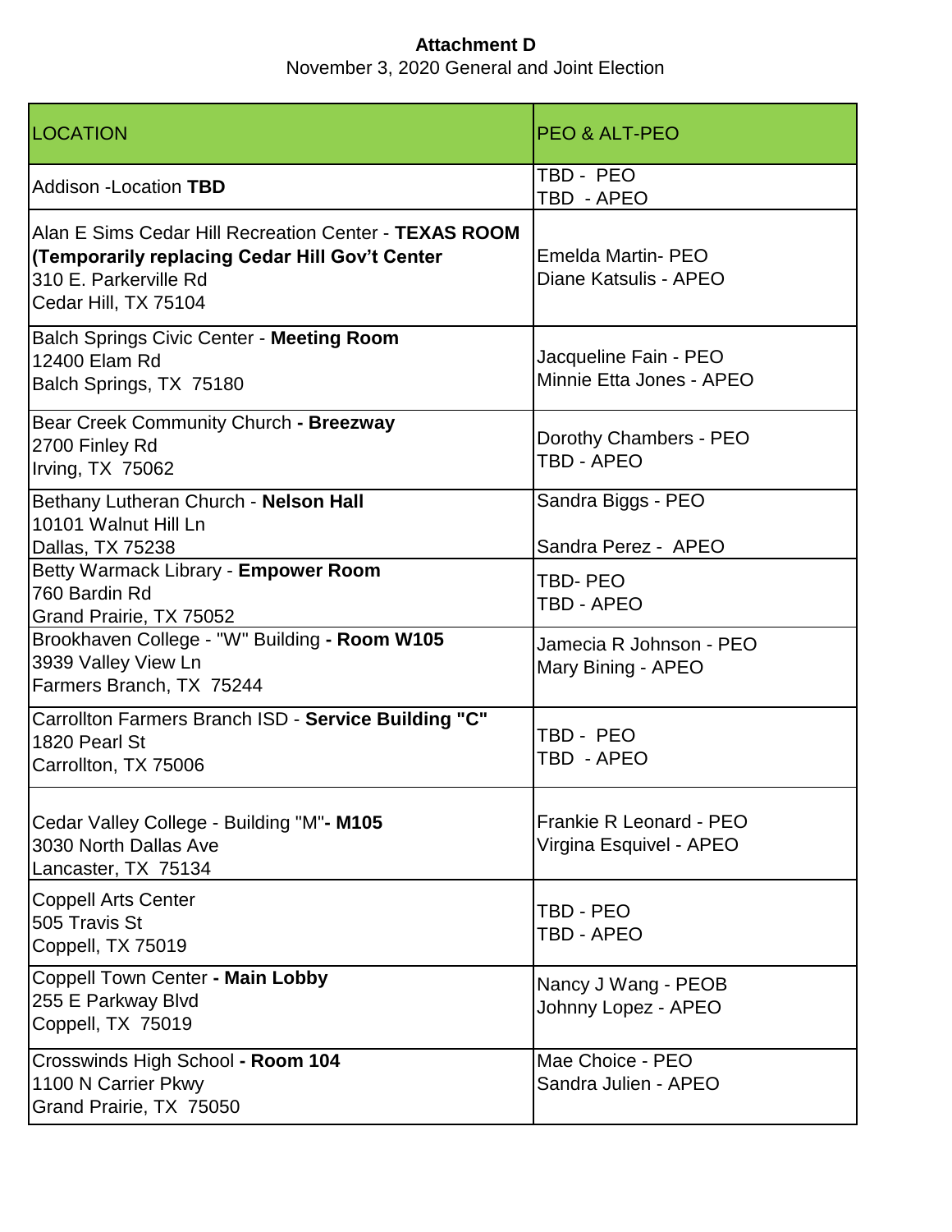**Attachment D**

November 3, 2020 General and Joint Election

| LOCATION | PEO & ALT-PEO |
|---|---|
| Addison -Location **TBD** | TBD - PEO<br>TBD - APEO |
| Alan E Sims Cedar Hill Recreation Center - **TEXAS ROOM (Temporarily replacing Cedar Hill Gov't Center**<br>310 E. Parkerville Rd<br>Cedar Hill, TX 75104 | Emelda Martin- PEO<br>Diane Katsulis - APEO |
| Balch Springs Civic Center - **Meeting Room**<br>12400 Elam Rd<br>Balch Springs, TX 75180 | Jacqueline Fain - PEO<br>Minnie Etta Jones - APEO |
| Bear Creek Community Church **- Breezway**<br>2700 Finley Rd<br>Irving, TX 75062 | Dorothy Chambers - PEO<br>TBD - APEO |
| Bethany Lutheran Church - **Nelson Hall**<br>10101 Walnut Hill Ln<br>Dallas, TX 75238 | Sandra Biggs - PEO<br>Sandra Perez - APEO |
| Betty Warmack Library - **Empower Room**<br>760 Bardin Rd<br>Grand Prairie, TX 75052 | TBD- PEO<br>TBD - APEO |
| Brookhaven College - "W" Building **- Room W105**<br>3939 Valley View Ln<br>Farmers Branch, TX 75244 | Jamecia R Johnson - PEO<br>Mary Bining - APEO |
| Carrollton Farmers Branch ISD - **Service Building "C"**<br>1820 Pearl St<br>Carrollton, TX 75006 | TBD - PEO<br>TBD - APEO |
| Cedar Valley College - Building "M"**- M105**<br>3030 North Dallas Ave<br>Lancaster, TX 75134 | Frankie R Leonard - PEO<br>Virgina Esquivel - APEO |
| Coppell Arts Center<br>505 Travis St<br>Coppell, TX 75019 | TBD - PEO<br>TBD - APEO |
| Coppell Town Center **- Main Lobby**<br>255 E Parkway Blvd<br>Coppell, TX 75019 | Nancy J Wang - PEOB<br>Johnny Lopez - APEO |
| Crosswinds High School **- Room 104**<br>1100 N Carrier Pkwy<br>Grand Prairie, TX 75050 | Mae Choice - PEO<br>Sandra Julien - APEO |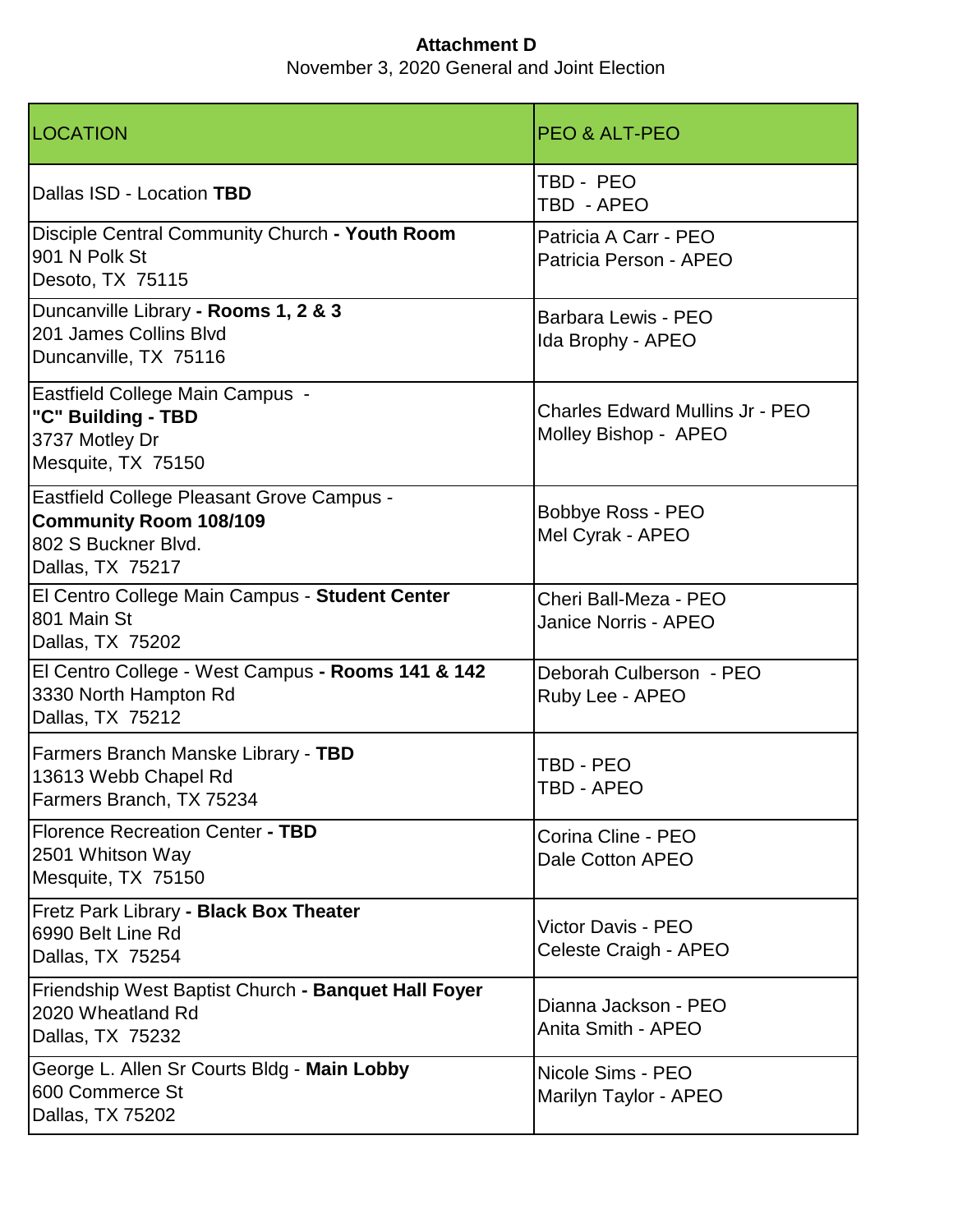**Attachment D**

November 3, 2020 General and Joint Election

| LOCATION | PEO & ALT-PEO |
|---|---|
| Dallas ISD - Location **TBD** | TBD - PEO<br>TBD - APEO |
| Disciple Central Community Church **- Youth Room**<br>901 N Polk St<br>Desoto, TX 75115 | Patricia A Carr - PEO<br>Patricia Person - APEO |
| Duncanville Library **- Rooms 1, 2 & 3**<br>201 James Collins Blvd<br>Duncanville, TX 75116 | Barbara Lewis - PEO<br>Ida Brophy - APEO |
| Eastfield College Main Campus -<br>**"C" Building - TBD**<br>3737 Motley Dr<br>Mesquite, TX 75150 | Charles Edward Mullins Jr - PEO<br>Molley Bishop - APEO |
| Eastfield College Pleasant Grove Campus -<br>**Community Room 108/109**<br>802 S Buckner Blvd.<br>Dallas, TX 75217 | Bobbye Ross - PEO<br>Mel Cyrak - APEO |
| El Centro College Main Campus - **Student Center**<br>801 Main St<br>Dallas, TX 75202 | Cheri Ball-Meza - PEO<br>Janice Norris - APEO |
| El Centro College - West Campus **- Rooms 141 & 142**<br>3330 North Hampton Rd<br>Dallas, TX 75212 | Deborah Culberson - PEO<br>Ruby Lee - APEO |
| Farmers Branch Manske Library - **TBD**<br>13613 Webb Chapel Rd<br>Farmers Branch, TX 75234 | TBD - PEO<br>TBD - APEO |
| Florence Recreation Center **- TBD**<br>2501 Whitson Way<br>Mesquite, TX 75150 | Corina Cline - PEO<br>Dale Cotton APEO |
| Fretz Park Library **- Black Box Theater**<br>6990 Belt Line Rd<br>Dallas, TX 75254 | Victor Davis - PEO<br>Celeste Craigh - APEO |
| Friendship West Baptist Church **- Banquet Hall Foyer**<br>2020 Wheatland Rd<br>Dallas, TX 75232 | Dianna Jackson - PEO<br>Anita Smith - APEO |
| George L. Allen Sr Courts Bldg - **Main Lobby**<br>600 Commerce St<br>Dallas, TX 75202 | Nicole Sims - PEO<br>Marilyn Taylor - APEO |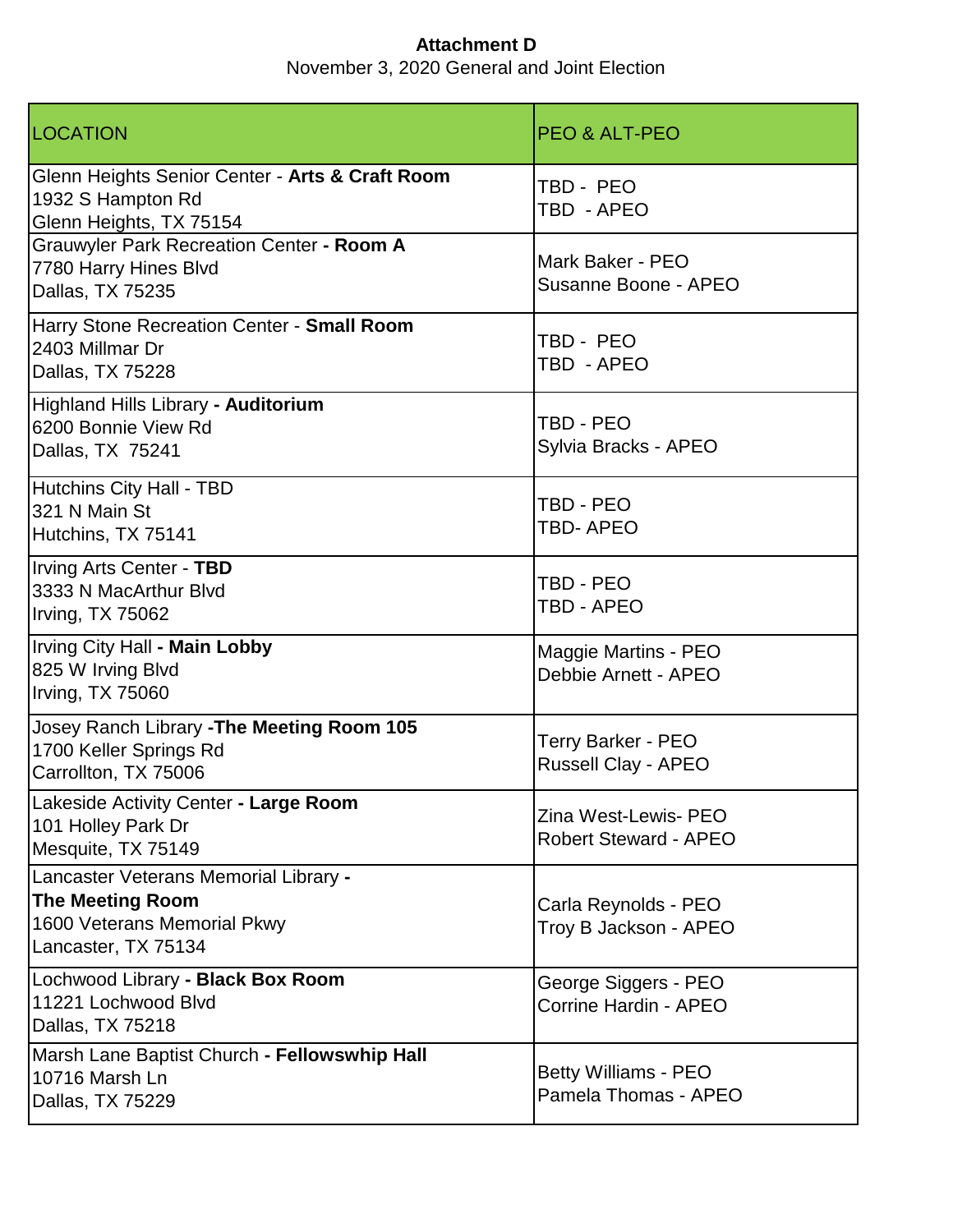**Attachment D**

November 3, 2020 General and Joint Election

| LOCATION | PEO & ALT-PEO |
|---|---|
| Glenn Heights Senior Center - **Arts & Craft Room**<br>1932 S Hampton Rd<br>Glenn Heights, TX 75154 | TBD - PEO<br>TBD - APEO |
| Grauwyler Park Recreation Center **- Room A**<br>7780 Harry Hines Blvd<br>Dallas, TX 75235 | Mark Baker - PEO<br>Susanne Boone - APEO |
| Harry Stone Recreation Center - **Small Room**<br>2403 Millmar Dr<br>Dallas, TX 75228 | TBD - PEO<br>TBD - APEO |
| Highland Hills Library **- Auditorium**<br>6200 Bonnie View Rd<br>Dallas, TX 75241 | TBD - PEO<br>Sylvia Bracks - APEO |
| Hutchins City Hall - TBD<br>321 N Main St<br>Hutchins, TX 75141 | TBD - PEO<br>TBD- APEO |
| Irving Arts Center - **TBD**<br>3333 N MacArthur Blvd<br>Irving, TX 75062 | TBD - PEO<br>TBD - APEO |
| Irving City Hall **- Main Lobby**<br>825 W Irving Blvd<br>Irving, TX 75060 | Maggie Martins - PEO<br>Debbie Arnett - APEO |
| Josey Ranch Library **-The Meeting Room 105**<br>1700 Keller Springs Rd<br>Carrollton, TX 75006 | Terry Barker - PEO<br>Russell Clay - APEO |
| Lakeside Activity Center **- Large Room**<br>101 Holley Park Dr<br>Mesquite, TX 75149 | Zina West-Lewis- PEO<br>Robert Steward - APEO |
| Lancaster Veterans Memorial Library **-**<br>**The Meeting Room**<br>1600 Veterans Memorial Pkwy<br>Lancaster, TX 75134 | Carla Reynolds - PEO<br>Troy B Jackson - APEO |
| Lochwood Library **- Black Box Room**<br>11221 Lochwood Blvd<br>Dallas, TX 75218 | George Siggers - PEO<br>Corrine Hardin - APEO |
| Marsh Lane Baptist Church - **Fellowswhip Hall**<br>10716 Marsh Ln<br>Dallas, TX 75229 | Betty Williams - PEO<br>Pamela Thomas - APEO |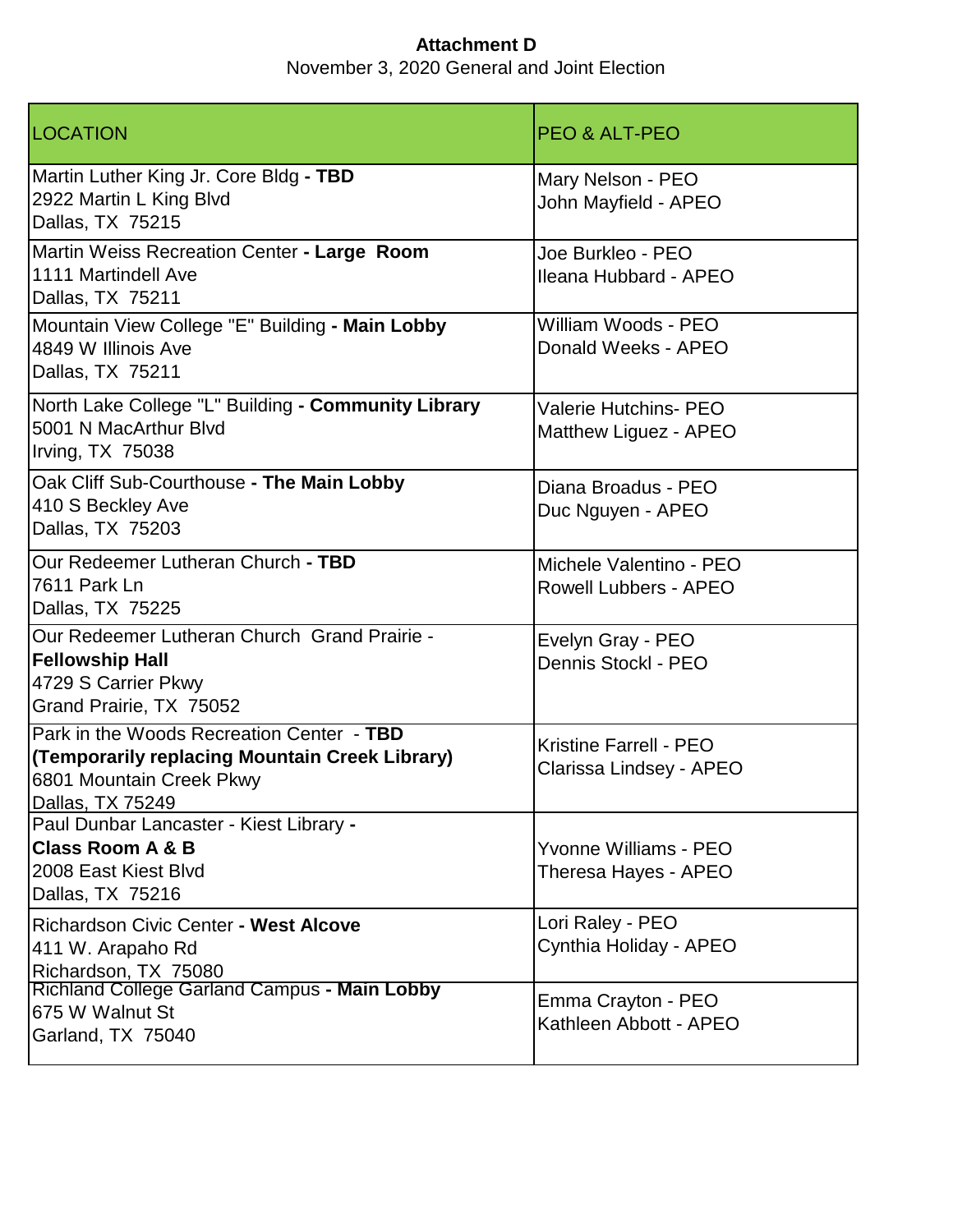**Attachment D**

November 3, 2020 General and Joint Election

| LOCATION | PEO & ALT-PEO |
| --- | --- |
| Martin Luther King Jr. Core Bldg **- TBD**<br>2922 Martin L King Blvd<br>Dallas, TX 75215 | Mary Nelson - PEO<br>John Mayfield - APEO |
| Martin Weiss Recreation Center **- Large Room**<br>1111 Martindell Ave<br>Dallas, TX 75211 | Joe Burkleo - PEO<br>Ileana Hubbard - APEO |
| Mountain View College "E" Building **- Main Lobby**<br>4849 W Illinois Ave<br>Dallas, TX 75211 | William Woods - PEO<br>Donald Weeks - APEO |
| North Lake College "L" Building **- Community Library**<br>5001 N MacArthur Blvd<br>Irving, TX 75038 | Valerie Hutchins- PEO<br>Matthew Liguez - APEO |
| Oak Cliff Sub-Courthouse **- The Main Lobby**<br>410 S Beckley Ave<br>Dallas, TX 75203 | Diana Broadus - PEO<br>Duc Nguyen - APEO |
| Our Redeemer Lutheran Church **- TBD**<br>7611 Park Ln<br>Dallas, TX 75225 | Michele Valentino - PEO<br>Rowell Lubbers - APEO |
| Our Redeemer Lutheran Church Grand Prairie - **Fellowship Hall**<br>4729 S Carrier Pkwy<br>Grand Prairie, TX 75052 | Evelyn Gray - PEO<br>Dennis Stockl - PEO |
| Park in the Woods Recreation Center - **TBD (Temporarily replacing Mountain Creek Library)**<br>6801 Mountain Creek Pkwy<br>Dallas, TX 75249 | Kristine Farrell - PEO<br>Clarissa Lindsey - APEO |
| Paul Dunbar Lancaster - Kiest Library **- Class Room A & B**<br>2008 East Kiest Blvd<br>Dallas, TX 75216 | Yvonne Williams - PEO<br>Theresa Hayes - APEO |
| Richardson Civic Center **- West Alcove**<br>411 W. Arapaho Rd<br>Richardson, TX 75080 | Lori Raley - PEO<br>Cynthia Holiday - APEO |
| Richland College Garland Campus **- Main Lobby**<br>675 W Walnut St<br>Garland, TX 75040 | Emma Crayton - PEO<br>Kathleen Abbott - APEO |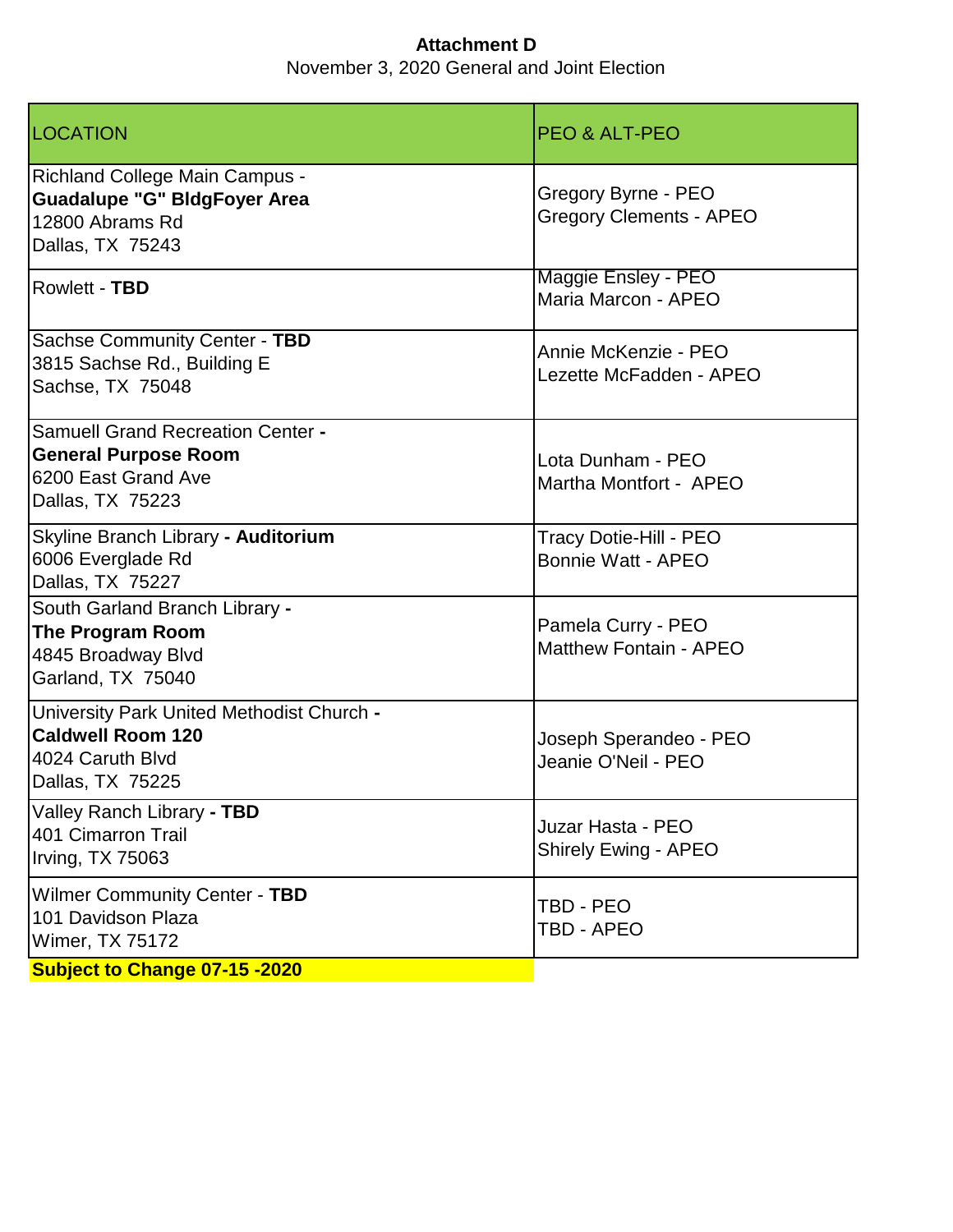**Attachment D**

November 3, 2020 General and Joint Election

| LOCATION | PEO & ALT-PEO |
| --- | --- |
| Richland College Main Campus - **Guadalupe "G" BldgFoyer Area** 12800 Abrams Rd Dallas, TX 75243 | Gregory Byrne - PEO Gregory Clements - APEO |
| Rowlett - **TBD** | Maggie Ensley - PEO Maria Marcon - APEO |
| Sachse Community Center - **TBD** 3815 Sachse Rd., Building E Sachse, TX 75048 | Annie McKenzie - PEO Lezette McFadden - APEO |
| Samuell Grand Recreation Center **- General Purpose Room** 6200 East Grand Ave Dallas, TX 75223 | Lota Dunham - PEO Martha Montfort - APEO |
| Skyline Branch Library **- Auditorium** 6006 Everglade Rd Dallas, TX 75227 | Tracy Dotie-Hill - PEO Bonnie Watt - APEO |
| South Garland Branch Library **- The Program Room** 4845 Broadway Blvd Garland, TX 75040 | Pamela Curry - PEO Matthew Fontain - APEO |
| University Park United Methodist Church **- Caldwell Room 120** 4024 Caruth Blvd Dallas, TX 75225 | Joseph Sperandeo - PEO Jeanie O'Neil - PEO |
| Valley Ranch Library **- TBD** 401 Cimarron Trail Irving, TX 75063 | Juzar Hasta - PEO Shirely Ewing - APEO |
| Wilmer Community Center - **TBD** 101 Davidson Plaza Wimer, TX 75172 | TBD - PEO TBD - APEO |

**Subject to Change 07-15 -2020**